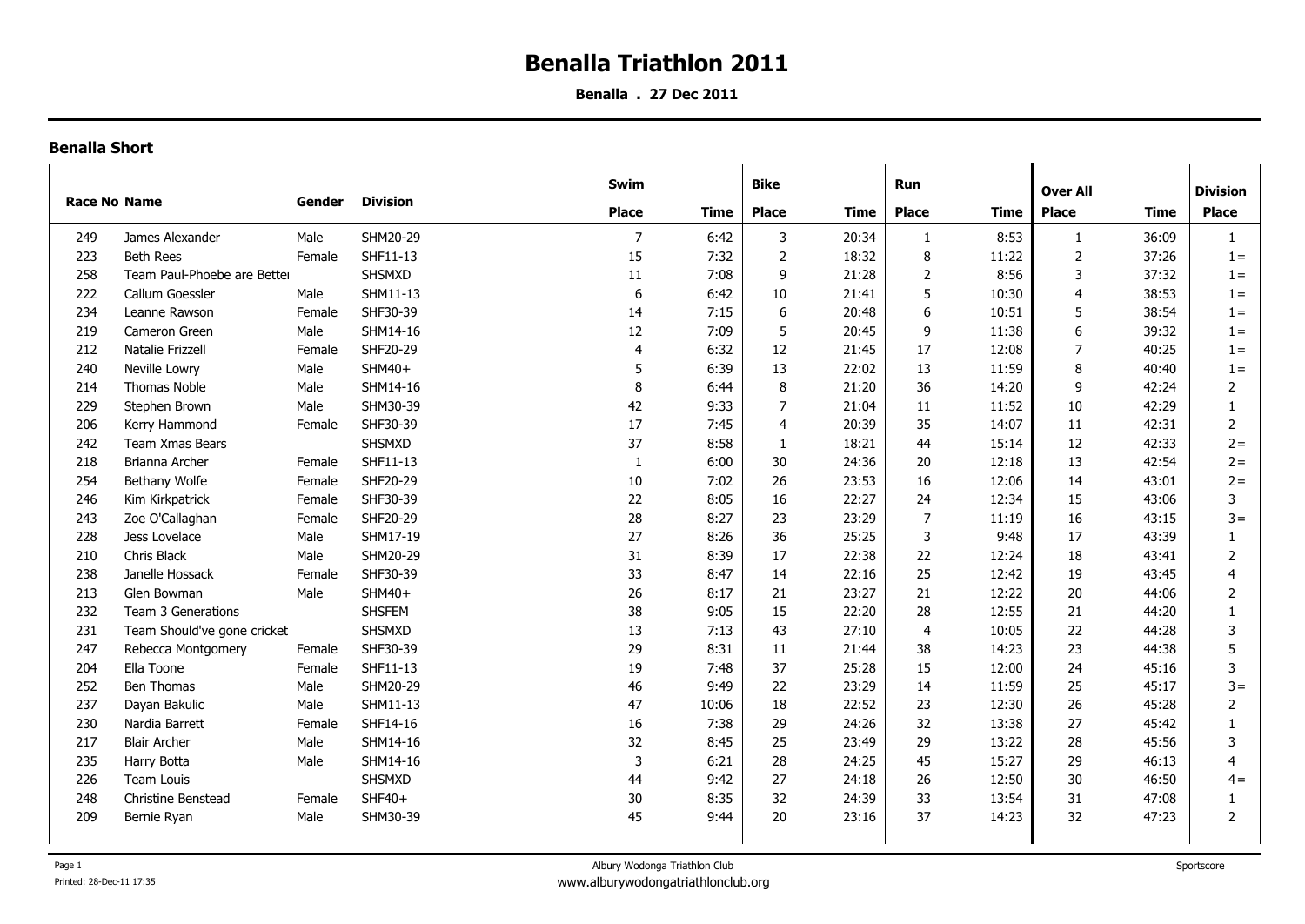# Benalla Triathlon 2011

**Benalla . 27 Dec 2011**

### Benalla Short

| Race No | Name | Gender | Division | Swim Place | Swim Time | Bike Place | Bike Time | Run Place | Run Time | Over All Place | Over All Time | Division Place |
|---|---|---|---|---|---|---|---|---|---|---|---|---|
| 249 | James Alexander | Male | SHM20-29 | 7 | 6:42 | 3 | 20:34 | 1 | 8:53 | 1 | 36:09 | 1 |
| 223 | Beth Rees | Female | SHF11-13 | 15 | 7:32 | 2 | 18:32 | 8 | 11:22 | 2 | 37:26 | 1 = |
| 258 | Team Paul-Phoebe are Better | | SHSMXD | 11 | 7:08 | 9 | 21:28 | 2 | 8:56 | 3 | 37:32 | 1 = |
| 222 | Callum Goessler | Male | SHM11-13 | 6 | 6:42 | 10 | 21:41 | 5 | 10:30 | 4 | 38:53 | 1 = |
| 234 | Leanne Rawson | Female | SHF30-39 | 14 | 7:15 | 6 | 20:48 | 6 | 10:51 | 5 | 38:54 | 1 = |
| 219 | Cameron Green | Male | SHM14-16 | 12 | 7:09 | 5 | 20:45 | 9 | 11:38 | 6 | 39:32 | 1 = |
| 212 | Natalie Frizzell | Female | SHF20-29 | 4 | 6:32 | 12 | 21:45 | 17 | 12:08 | 7 | 40:25 | 1 = |
| 240 | Neville Lowry | Male | SHM40+ | 5 | 6:39 | 13 | 22:02 | 13 | 11:59 | 8 | 40:40 | 1 = |
| 214 | Thomas Noble | Male | SHM14-16 | 8 | 6:44 | 8 | 21:20 | 36 | 14:20 | 9 | 42:24 | 2 |
| 229 | Stephen Brown | Male | SHM30-39 | 42 | 9:33 | 7 | 21:04 | 11 | 11:52 | 10 | 42:29 | 1 |
| 206 | Kerry Hammond | Female | SHF30-39 | 17 | 7:45 | 4 | 20:39 | 35 | 14:07 | 11 | 42:31 | 2 |
| 242 | Team Xmas Bears | | SHSMXD | 37 | 8:58 | 1 | 18:21 | 44 | 15:14 | 12 | 42:33 | 2 = |
| 218 | Brianna Archer | Female | SHF11-13 | 1 | 6:00 | 30 | 24:36 | 20 | 12:18 | 13 | 42:54 | 2 = |
| 254 | Bethany Wolfe | Female | SHF20-29 | 10 | 7:02 | 26 | 23:53 | 16 | 12:06 | 14 | 43:01 | 2 = |
| 246 | Kim Kirkpatrick | Female | SHF30-39 | 22 | 8:05 | 16 | 22:27 | 24 | 12:34 | 15 | 43:06 | 3 |
| 243 | Zoe O'Callaghan | Female | SHF20-29 | 28 | 8:27 | 23 | 23:29 | 7 | 11:19 | 16 | 43:15 | 3 = |
| 228 | Jess Lovelace | Male | SHM17-19 | 27 | 8:26 | 36 | 25:25 | 3 | 9:48 | 17 | 43:39 | 1 |
| 210 | Chris Black | Male | SHM20-29 | 31 | 8:39 | 17 | 22:38 | 22 | 12:24 | 18 | 43:41 | 2 |
| 238 | Janelle Hossack | Female | SHF30-39 | 33 | 8:47 | 14 | 22:16 | 25 | 12:42 | 19 | 43:45 | 4 |
| 213 | Glen Bowman | Male | SHM40+ | 26 | 8:17 | 21 | 23:27 | 21 | 12:22 | 20 | 44:06 | 2 |
| 232 | Team 3 Generations | | SHSFEM | 38 | 9:05 | 15 | 22:20 | 28 | 12:55 | 21 | 44:20 | 1 |
| 231 | Team Should've gone cricket | | SHSMXD | 13 | 7:13 | 43 | 27:10 | 4 | 10:05 | 22 | 44:28 | 3 |
| 247 | Rebecca Montgomery | Female | SHF30-39 | 29 | 8:31 | 11 | 21:44 | 38 | 14:23 | 23 | 44:38 | 5 |
| 204 | Ella Toone | Female | SHF11-13 | 19 | 7:48 | 37 | 25:28 | 15 | 12:00 | 24 | 45:16 | 3 |
| 252 | Ben Thomas | Male | SHM20-29 | 46 | 9:49 | 22 | 23:29 | 14 | 11:59 | 25 | 45:17 | 3 = |
| 237 | Dayan Bakulic | Male | SHM11-13 | 47 | 10:06 | 18 | 22:52 | 23 | 12:30 | 26 | 45:28 | 2 |
| 230 | Nardia Barrett | Female | SHF14-16 | 16 | 7:38 | 29 | 24:26 | 32 | 13:38 | 27 | 45:42 | 1 |
| 217 | Blair Archer | Male | SHM14-16 | 32 | 8:45 | 25 | 23:49 | 29 | 13:22 | 28 | 45:56 | 3 |
| 235 | Harry Botta | Male | SHM14-16 | 3 | 6:21 | 28 | 24:25 | 45 | 15:27 | 29 | 46:13 | 4 |
| 226 | Team Louis | | SHSMXD | 44 | 9:42 | 27 | 24:18 | 26 | 12:50 | 30 | 46:50 | 4 = |
| 248 | Christine Benstead | Female | SHF40+ | 30 | 8:35 | 32 | 24:39 | 33 | 13:54 | 31 | 47:08 | 1 |
| 209 | Bernie Ryan | Male | SHM30-39 | 45 | 9:44 | 20 | 23:16 | 37 | 14:23 | 32 | 47:23 | 2 |

Printed: 28-Dec-11 17:35

Albury Wodonga Triathlon Club
www.alburywodongatriathlonclub.org

Sportscore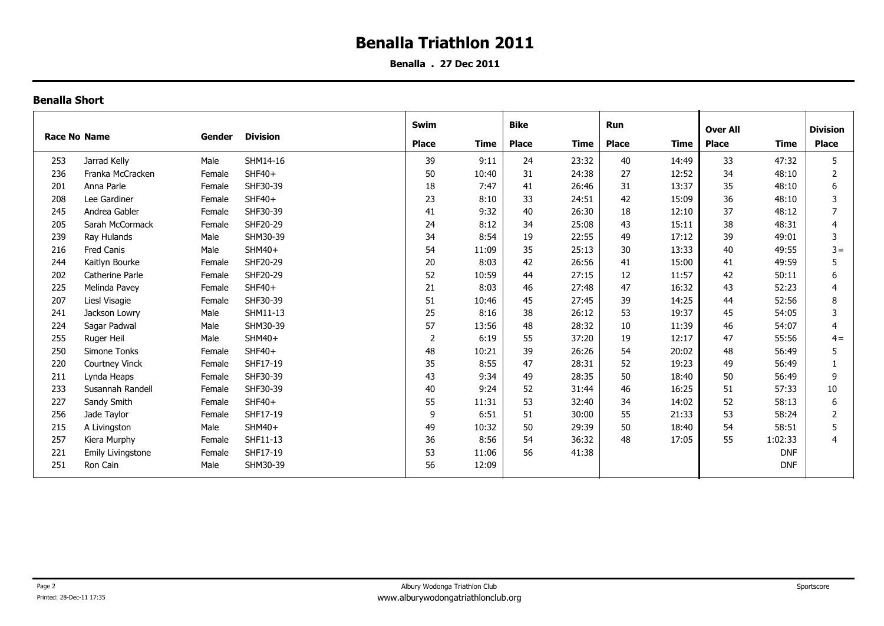# Benalla Triathlon 2011

**Benalla . 27 Dec 2011**

## Benalla Short

| Race No | Name | Gender | Division | Swim | | Bike | | Run | | Over All | | Division |
|---|---|---|---|---|---|---|---|---|---|---|---|---|
| | | | | Place | Time | Place | Time | Place | Time | Place | Time | Place |
| 253 | Jarrad Kelly | Male | SHM14-16 | 39 | 9:11 | 24 | 23:32 | 40 | 14:49 | 33 | 47:32 | 5 |
| 236 | Franka McCracken | Female | SHF40+ | 50 | 10:40 | 31 | 24:38 | 27 | 12:52 | 34 | 48:10 | 2 |
| 201 | Anna Parle | Female | SHF30-39 | 18 | 7:47 | 41 | 26:46 | 31 | 13:37 | 35 | 48:10 | 6 |
| 208 | Lee Gardiner | Female | SHF40+ | 23 | 8:10 | 33 | 24:51 | 42 | 15:09 | 36 | 48:10 | 3 |
| 245 | Andrea Gabler | Female | SHF30-39 | 41 | 9:32 | 40 | 26:30 | 18 | 12:10 | 37 | 48:12 | 7 |
| 205 | Sarah McCormack | Female | SHF20-29 | 24 | 8:12 | 34 | 25:08 | 43 | 15:11 | 38 | 48:31 | 4 |
| 239 | Ray Hulands | Male | SHM30-39 | 34 | 8:54 | 19 | 22:55 | 49 | 17:12 | 39 | 49:01 | 3 |
| 216 | Fred Canis | Male | SHM40+ | 54 | 11:09 | 35 | 25:13 | 30 | 13:33 | 40 | 49:55 | 3= |
| 244 | Kaitlyn Bourke | Female | SHF20-29 | 20 | 8:03 | 42 | 26:56 | 41 | 15:00 | 41 | 49:59 | 5 |
| 202 | Catherine Parle | Female | SHF20-29 | 52 | 10:59 | 44 | 27:15 | 12 | 11:57 | 42 | 50:11 | 6 |
| 225 | Melinda Pavey | Female | SHF40+ | 21 | 8:03 | 46 | 27:48 | 47 | 16:32 | 43 | 52:23 | 4 |
| 207 | Liesl Visagie | Female | SHF30-39 | 51 | 10:46 | 45 | 27:45 | 39 | 14:25 | 44 | 52:56 | 8 |
| 241 | Jackson Lowry | Male | SHM11-13 | 25 | 8:16 | 38 | 26:12 | 53 | 19:37 | 45 | 54:05 | 3 |
| 224 | Sagar Padwal | Male | SHM30-39 | 57 | 13:56 | 48 | 28:32 | 10 | 11:39 | 46 | 54:07 | 4 |
| 255 | Ruger Heil | Male | SHM40+ | 2 | 6:19 | 55 | 37:20 | 19 | 12:17 | 47 | 55:56 | 4= |
| 250 | Simone Tonks | Female | SHF40+ | 48 | 10:21 | 39 | 26:26 | 54 | 20:02 | 48 | 56:49 | 5 |
| 220 | Courtney Vinck | Female | SHF17-19 | 35 | 8:55 | 47 | 28:31 | 52 | 19:23 | 49 | 56:49 | 1 |
| 211 | Lynda Heaps | Female | SHF30-39 | 43 | 9:34 | 49 | 28:35 | 50 | 18:40 | 50 | 56:49 | 9 |
| 233 | Susannah Randell | Female | SHF30-39 | 40 | 9:24 | 52 | 31:44 | 46 | 16:25 | 51 | 57:33 | 10 |
| 227 | Sandy Smith | Female | SHF40+ | 55 | 11:31 | 53 | 32:40 | 34 | 14:02 | 52 | 58:13 | 6 |
| 256 | Jade Taylor | Female | SHF17-19 | 9 | 6:51 | 51 | 30:00 | 55 | 21:33 | 53 | 58:24 | 2 |
| 215 | A Livingston | Male | SHM40+ | 49 | 10:32 | 50 | 29:39 | 50 | 18:40 | 54 | 58:51 | 5 |
| 257 | Kiera Murphy | Female | SHF11-13 | 36 | 8:56 | 54 | 36:32 | 48 | 17:05 | 55 | 1:02:33 | 4 |
| 221 | Emily Livingstone | Female | SHF17-19 | 53 | 11:06 | 56 | 41:38 | | | | DNF | |
| 251 | Ron Cain | Male | SHM30-39 | 56 | 12:09 | | | | | | DNF | |

Albury Wodonga Triathlon Club
www.alburywodongatriathlonclub.org